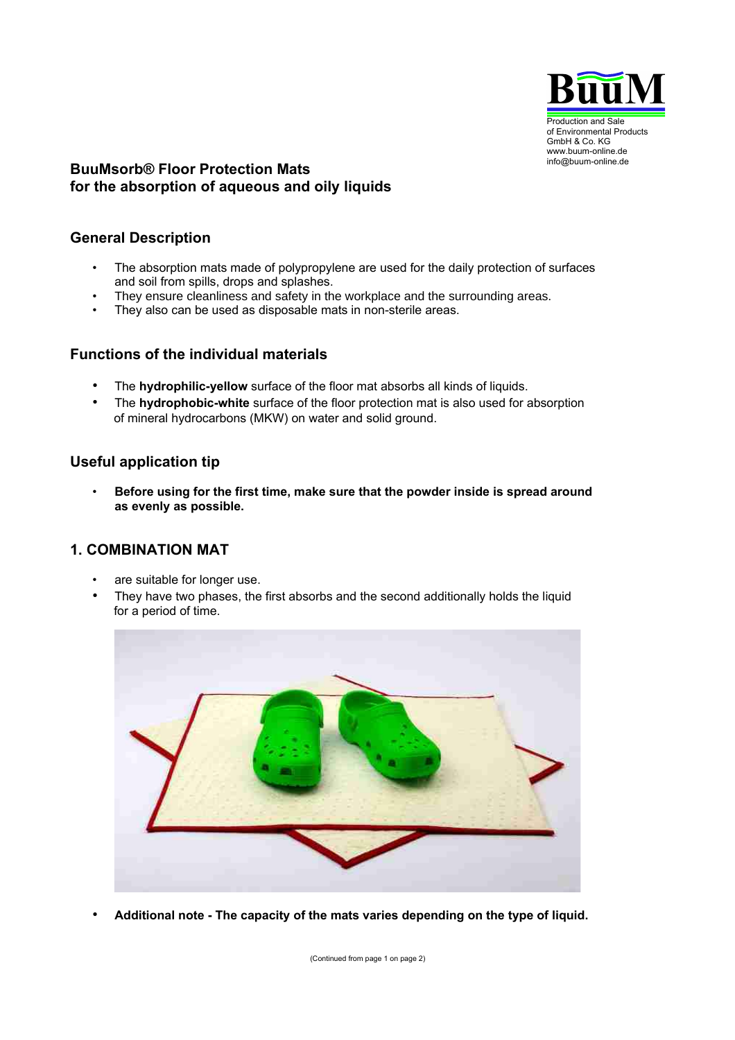BuuM

Production and Sale
of Environmental Products
GmbH & Co. KG
www.buum-online.de
info@buum-online.de

# BuuMsorb® Floor Protection Mats
# for the absorption of aqueous and oily liquids

## General Description

- The absorption mats made of polypropylene are used for the daily protection of surfaces and soil from spills, drops and splashes.
- They ensure cleanliness and safety in the workplace and the surrounding areas.
- They also can be used as disposable mats in non-sterile areas.

## Functions of the individual materials

- The **hydrophilic-yellow** surface of the floor mat absorbs all kinds of liquids.
- The **hydrophobic-white** surface of the floor protection mat is also used for absorption of mineral hydrocarbons (MKW) on water and solid ground.

## Useful application tip

- **Before using for the first time, make sure that the powder inside is spread around as evenly as possible.**

## 1. COMBINATION MAT

- are suitable for longer use.
- They have two phases, the first absorbs and the second additionally holds the liquid for a period of time.

- **Additional note - The capacity of the mats varies depending on the type of liquid.**

(Continued from page 1 on page 2)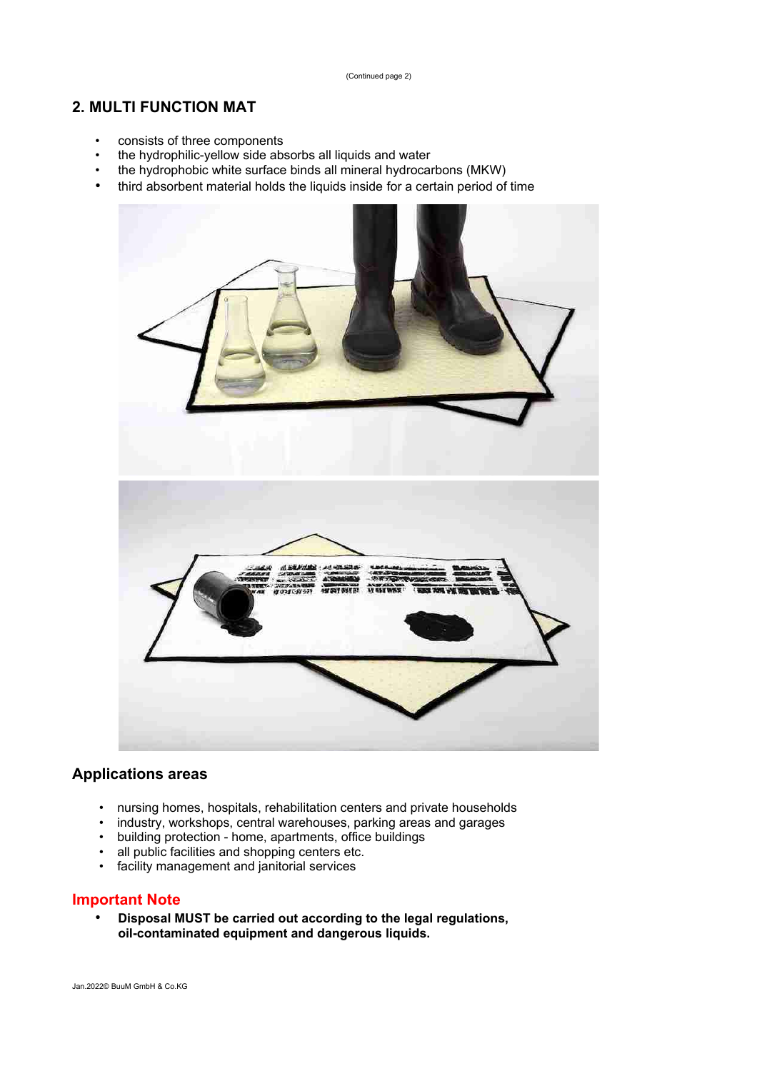(Continued page 2)

## 2. MULTI FUNCTION MAT

- consists of three components
- the hydrophilic-yellow side absorbs all liquids and water
- the hydrophobic white surface binds all mineral hydrocarbons (MKW)
- third absorbent material holds the liquids inside for a certain period of time

### Applications areas

- nursing homes, hospitals, rehabilitation centers and private households
- industry, workshops, central warehouses, parking areas and garages
- building protection - home, apartments, office buildings
- all public facilities and shopping centers etc.
- facility management and janitorial services

### Important Note

- **Disposal MUST be carried out according to the legal regulations, oil-contaminated equipment and dangerous liquids.**

Jan.2022© BuuM GmbH & Co.KG